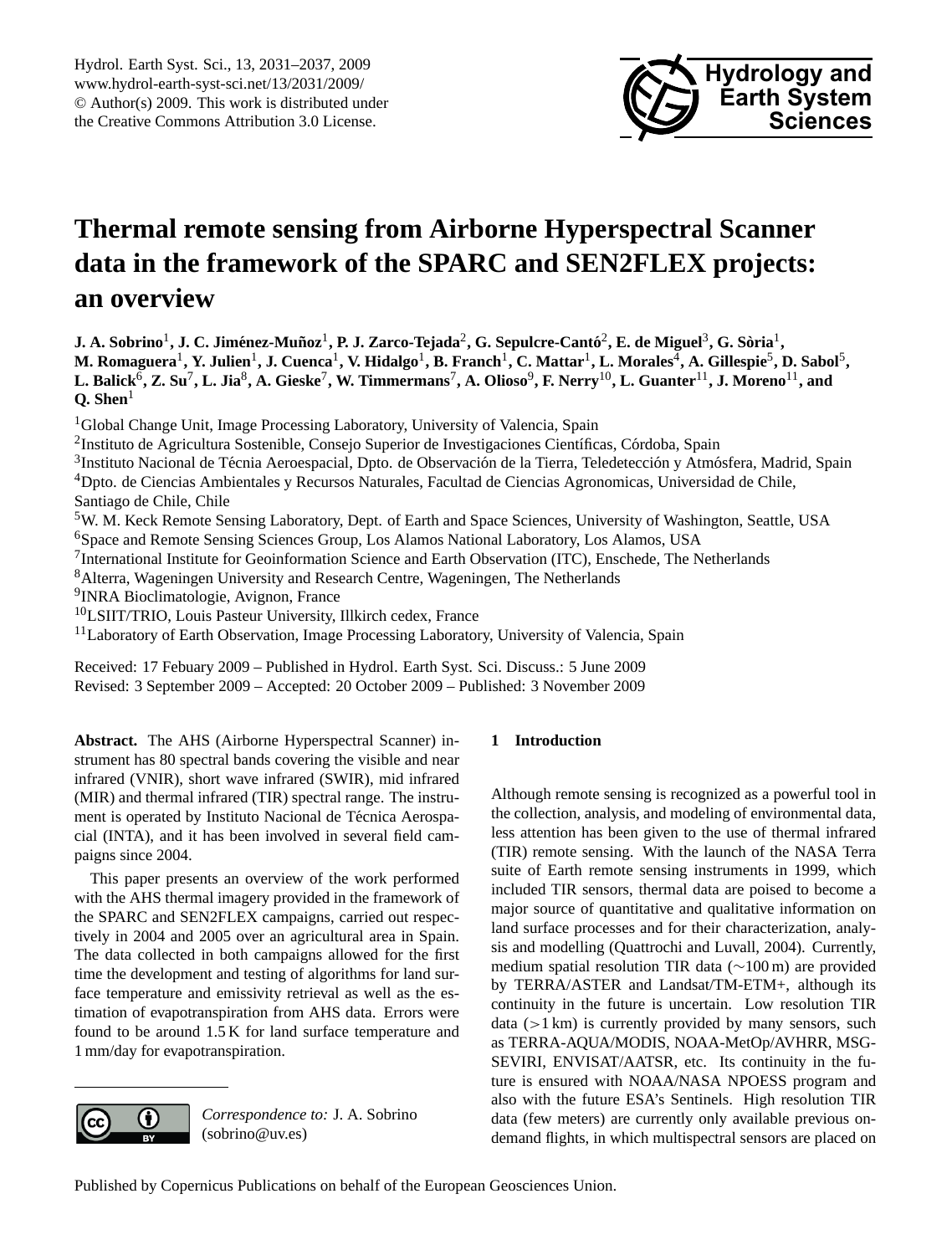# Thermal remote sensing from Airborne Hyperspectral Scanner data in the framework of the SPARC and SEN2FLEX projects: an overview

**J. A. Sobrino[1], J. C. Jiménez-Muñoz[1], P. J. Zarco-Tejada[2], G. Sepulcre-Cantó[2], E. de Miguel[3], G. Sòria[1], M. Romaguera[1], Y. Julien[1], J. Cuenca[1], V. Hidalgo[1], B. Franch[1], C. Mattar[1], L. Morales[4], A. Gillespie[5], D. Sabol[5], L. Balick[6], Z. Su[7], L. Jia[8], A. Gieske[7], W. Timmermans[7], A. Olioso[9], F. Nerry[10], L. Guanter[11], J. Moreno[11], and Q. Shen[1]**

[1]Global Change Unit, Image Processing Laboratory, University of Valencia, Spain
[2]Instituto de Agricultura Sostenible, Consejo Superior de Investigaciones Científicas, Córdoba, Spain
[3]Instituto Nacional de Técnia Aeroespacial, Dpto. de Observación de la Tierra, Teledetección y Atmósfera, Madrid, Spain
[4]Dpto. de Ciencias Ambientales y Recursos Naturales, Facultad de Ciencias Agronomicas, Universidad de Chile, Santiago de Chile, Chile
[5]W. M. Keck Remote Sensing Laboratory, Dept. of Earth and Space Sciences, University of Washington, Seattle, USA
[6]Space and Remote Sensing Sciences Group, Los Alamos National Laboratory, Los Alamos, USA
[7]International Institute for Geoinformation Science and Earth Observation (ITC), Enschede, The Netherlands
[8]Alterra, Wageningen University and Research Centre, Wageningen, The Netherlands
[9]INRA Bioclimatologie, Avignon, France
[10]LSIIT/TRIO, Louis Pasteur University, Illkirch cedex, France
[11]Laboratory of Earth Observation, Image Processing Laboratory, University of Valencia, Spain

Received: 17 Febuary 2009 – Published in Hydrol. Earth Syst. Sci. Discuss.: 5 June 2009
Revised: 3 September 2009 – Accepted: 20 October 2009 – Published: 3 November 2009

**Abstract.** The AHS (Airborne Hyperspectral Scanner) instrument has 80 spectral bands covering the visible and near infrared (VNIR), short wave infrared (SWIR), mid infrared (MIR) and thermal infrared (TIR) spectral range. The instrument is operated by Instituto Nacional de Técnica Aerospacial (INTA), and it has been involved in several field campaigns since 2004.

This paper presents an overview of the work performed with the AHS thermal imagery provided in the framework of the SPARC and SEN2FLEX campaigns, carried out respectively in 2004 and 2005 over an agricultural area in Spain. The data collected in both campaigns allowed for the first time the development and testing of algorithms for land surface temperature and emissivity retrieval as well as the estimation of evapotranspiration from AHS data. Errors were found to be around 1.5 K for land surface temperature and 1 mm/day for evapotranspiration.

*Correspondence to:* J. A. Sobrino (sobrino@uv.es)

## 1 Introduction

Although remote sensing is recognized as a powerful tool in the collection, analysis, and modeling of environmental data, less attention has been given to the use of thermal infrared (TIR) remote sensing. With the launch of the NASA Terra suite of Earth remote sensing instruments in 1999, which included TIR sensors, thermal data are poised to become a major source of quantitative and qualitative information on land surface processes and for their characterization, analysis and modelling (Quattrochi and Luvall, 2004). Currently, medium spatial resolution TIR data (∼100 m) are provided by TERRA/ASTER and Landsat/TM-ETM+, although its continuity in the future is uncertain. Low resolution TIR data (>1 km) is currently provided by many sensors, such as TERRA-AQUA/MODIS, NOAA-MetOp/AVHRR, MSG-SEVIRI, ENVISAT/AATSR, etc. Its continuity in the future is ensured with NOAA/NASA NPOESS program and also with the future ESA's Sentinels. High resolution TIR data (few meters) are currently only available previous on-demand flights, in which multispectral sensors are placed on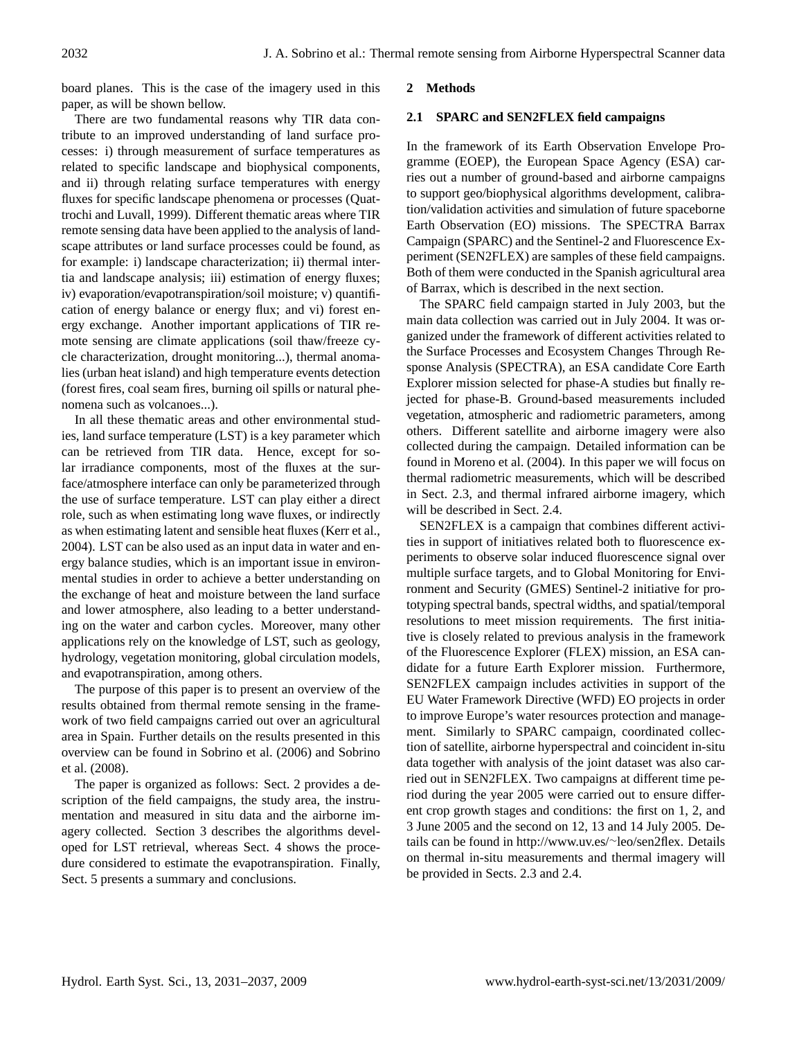board planes. This is the case of the imagery used in this paper, as will be shown bellow.

There are two fundamental reasons why TIR data contribute to an improved understanding of land surface processes: i) through measurement of surface temperatures as related to specific landscape and biophysical components, and ii) through relating surface temperatures with energy fluxes for specific landscape phenomena or processes (Quattrochi and Luvall, 1999). Different thematic areas where TIR remote sensing data have been applied to the analysis of landscape attributes or land surface processes could be found, as for example: i) landscape characterization; ii) thermal intertia and landscape analysis; iii) estimation of energy fluxes; iv) evaporation/evapotranspiration/soil moisture; v) quantification of energy balance or energy flux; and vi) forest energy exchange. Another important applications of TIR remote sensing are climate applications (soil thaw/freeze cycle characterization, drought monitoring...), thermal anomalies (urban heat island) and high temperature events detection (forest fires, coal seam fires, burning oil spills or natural phenomena such as volcanoes...).

In all these thematic areas and other environmental studies, land surface temperature (LST) is a key parameter which can be retrieved from TIR data. Hence, except for solar irradiance components, most of the fluxes at the surface/atmosphere interface can only be parameterized through the use of surface temperature. LST can play either a direct role, such as when estimating long wave fluxes, or indirectly as when estimating latent and sensible heat fluxes (Kerr et al., 2004). LST can be also used as an input data in water and energy balance studies, which is an important issue in environmental studies in order to achieve a better understanding on the exchange of heat and moisture between the land surface and lower atmosphere, also leading to a better understanding on the water and carbon cycles. Moreover, many other applications rely on the knowledge of LST, such as geology, hydrology, vegetation monitoring, global circulation models, and evapotranspiration, among others.

The purpose of this paper is to present an overview of the results obtained from thermal remote sensing in the framework of two field campaigns carried out over an agricultural area in Spain. Further details on the results presented in this overview can be found in Sobrino et al. (2006) and Sobrino et al. (2008).

The paper is organized as follows: Sect. 2 provides a description of the field campaigns, the study area, the instrumentation and measured in situ data and the airborne imagery collected. Section 3 describes the algorithms developed for LST retrieval, whereas Sect. 4 shows the procedure considered to estimate the evapotranspiration. Finally, Sect. 5 presents a summary and conclusions.

## 2 Methods

### 2.1 SPARC and SEN2FLEX field campaigns

In the framework of its Earth Observation Envelope Programme (EOEP), the European Space Agency (ESA) carries out a number of ground-based and airborne campaigns to support geo/biophysical algorithms development, calibration/validation activities and simulation of future spaceborne Earth Observation (EO) missions. The SPECTRA Barrax Campaign (SPARC) and the Sentinel-2 and Fluorescence Experiment (SEN2FLEX) are samples of these field campaigns. Both of them were conducted in the Spanish agricultural area of Barrax, which is described in the next section.

The SPARC field campaign started in July 2003, but the main data collection was carried out in July 2004. It was organized under the framework of different activities related to the Surface Processes and Ecosystem Changes Through Response Analysis (SPECTRA), an ESA candidate Core Earth Explorer mission selected for phase-A studies but finally rejected for phase-B. Ground-based measurements included vegetation, atmospheric and radiometric parameters, among others. Different satellite and airborne imagery were also collected during the campaign. Detailed information can be found in Moreno et al. (2004). In this paper we will focus on thermal radiometric measurements, which will be described in Sect. 2.3, and thermal infrared airborne imagery, which will be described in Sect. 2.4.

SEN2FLEX is a campaign that combines different activities in support of initiatives related both to fluorescence experiments to observe solar induced fluorescence signal over multiple surface targets, and to Global Monitoring for Environment and Security (GMES) Sentinel-2 initiative for prototyping spectral bands, spectral widths, and spatial/temporal resolutions to meet mission requirements. The first initiative is closely related to previous analysis in the framework of the Fluorescence Explorer (FLEX) mission, an ESA candidate for a future Earth Explorer mission. Furthermore, SEN2FLEX campaign includes activities in support of the EU Water Framework Directive (WFD) EO projects in order to improve Europe's water resources protection and management. Similarly to SPARC campaign, coordinated collection of satellite, airborne hyperspectral and coincident in-situ data together with analysis of the joint dataset was also carried out in SEN2FLEX. Two campaigns at different time period during the year 2005 were carried out to ensure different crop growth stages and conditions: the first on 1, 2, and 3 June 2005 and the second on 12, 13 and 14 July 2005. Details can be found in http://www.uv.es/~leo/sen2flex. Details on thermal in-situ measurements and thermal imagery will be provided in Sects. 2.3 and 2.4.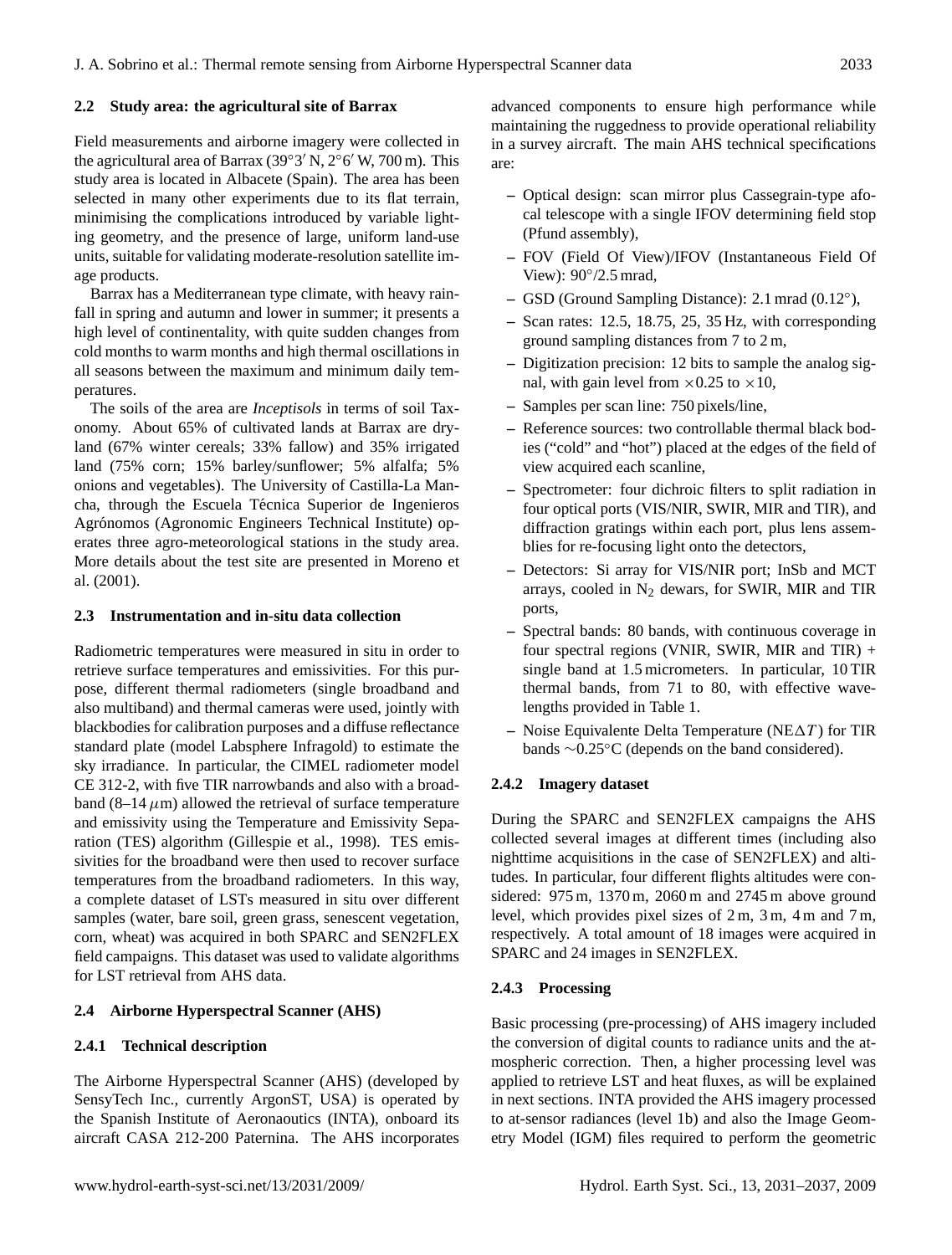### 2.2 Study area: the agricultural site of Barrax

Field measurements and airborne imagery were collected in the agricultural area of Barrax (39°3′ N, 2°6′ W, 700 m). This study area is located in Albacete (Spain). The area has been selected in many other experiments due to its flat terrain, minimising the complications introduced by variable lighting geometry, and the presence of large, uniform land-use units, suitable for validating moderate-resolution satellite image products.

Barrax has a Mediterranean type climate, with heavy rainfall in spring and autumn and lower in summer; it presents a high level of continentality, with quite sudden changes from cold months to warm months and high thermal oscillations in all seasons between the maximum and minimum daily temperatures.

The soils of the area are *Inceptisols* in terms of soil Taxonomy. About 65% of cultivated lands at Barrax are dryland (67% winter cereals; 33% fallow) and 35% irrigated land (75% corn; 15% barley/sunflower; 5% alfalfa; 5% onions and vegetables). The University of Castilla-La Mancha, through the Escuela Técnica Superior de Ingenieros Agrónomos (Agronomic Engineers Technical Institute) operates three agro-meteorological stations in the study area. More details about the test site are presented in Moreno et al. (2001).

### 2.3 Instrumentation and in-situ data collection

Radiometric temperatures were measured in situ in order to retrieve surface temperatures and emissivities. For this purpose, different thermal radiometers (single broadband and also multiband) and thermal cameras were used, jointly with blackbodies for calibration purposes and a diffuse reflectance standard plate (model Labsphere Infragold) to estimate the sky irradiance. In particular, the CIMEL radiometer model CE 312-2, with five TIR narrowbands and also with a broadband (8–14 $\mu$m) allowed the retrieval of surface temperature and emissivity using the Temperature and Emissivity Separation (TES) algorithm (Gillespie et al., 1998). TES emissivities for the broadband were then used to recover surface temperatures from the broadband radiometers. In this way, a complete dataset of LSTs measured in situ over different samples (water, bare soil, green grass, senescent vegetation, corn, wheat) was acquired in both SPARC and SEN2FLEX field campaigns. This dataset was used to validate algorithms for LST retrieval from AHS data.

### 2.4 Airborne Hyperspectral Scanner (AHS)

#### 2.4.1 Technical description

The Airborne Hyperspectral Scanner (AHS) (developed by SensyTech Inc., currently ArgonST, USA) is operated by the Spanish Institute of Aeronaoutics (INTA), onboard its aircraft CASA 212-200 Paternina. The AHS incorporates advanced components to ensure high performance while maintaining the ruggedness to provide operational reliability in a survey aircraft. The main AHS technical specifications are:

- Optical design: scan mirror plus Cassegrain-type afocal telescope with a single IFOV determining field stop (Pfund assembly),
- FOV (Field Of View)/IFOV (Instantaneous Field Of View): 90°/2.5 mrad,
- GSD (Ground Sampling Distance): 2.1 mrad (0.12°),
- Scan rates: 12.5, 18.75, 25, 35 Hz, with corresponding ground sampling distances from 7 to 2 m,
- Digitization precision: 12 bits to sample the analog signal, with gain level from ×0.25 to ×10,
- Samples per scan line: 750 pixels/line,
- Reference sources: two controllable thermal black bodies ("cold" and "hot") placed at the edges of the field of view acquired each scanline,
- Spectrometer: four dichroic filters to split radiation in four optical ports (VIS/NIR, SWIR, MIR and TIR), and diffraction gratings within each port, plus lens assemblies for re-focusing light onto the detectors,
- Detectors: Si array for VIS/NIR port; InSb and MCT arrays, cooled in $N_2$ dewars, for SWIR, MIR and TIR ports,
- Spectral bands: 80 bands, with continuous coverage in four spectral regions (VNIR, SWIR, MIR and TIR) + single band at 1.5 micrometers. In particular, 10 TIR thermal bands, from 71 to 80, with effective wavelengths provided in Table 1.
- Noise Equivalente Delta Temperature (NE$\Delta T$) for TIR bands ∼0.25°C (depends on the band considered).

#### 2.4.2 Imagery dataset

During the SPARC and SEN2FLEX campaigns the AHS collected several images at different times (including also nighttime acquisitions in the case of SEN2FLEX) and altitudes. In particular, four different flights altitudes were considered: 975 m, 1370 m, 2060 m and 2745 m above ground level, which provides pixel sizes of 2 m, 3 m, 4 m and 7 m, respectively. A total amount of 18 images were acquired in SPARC and 24 images in SEN2FLEX.

#### 2.4.3 Processing

Basic processing (pre-processing) of AHS imagery included the conversion of digital counts to radiance units and the atmospheric correction. Then, a higher processing level was applied to retrieve LST and heat fluxes, as will be explained in next sections. INTA provided the AHS imagery processed to at-sensor radiances (level 1b) and also the Image Geometry Model (IGM) files required to perform the geometric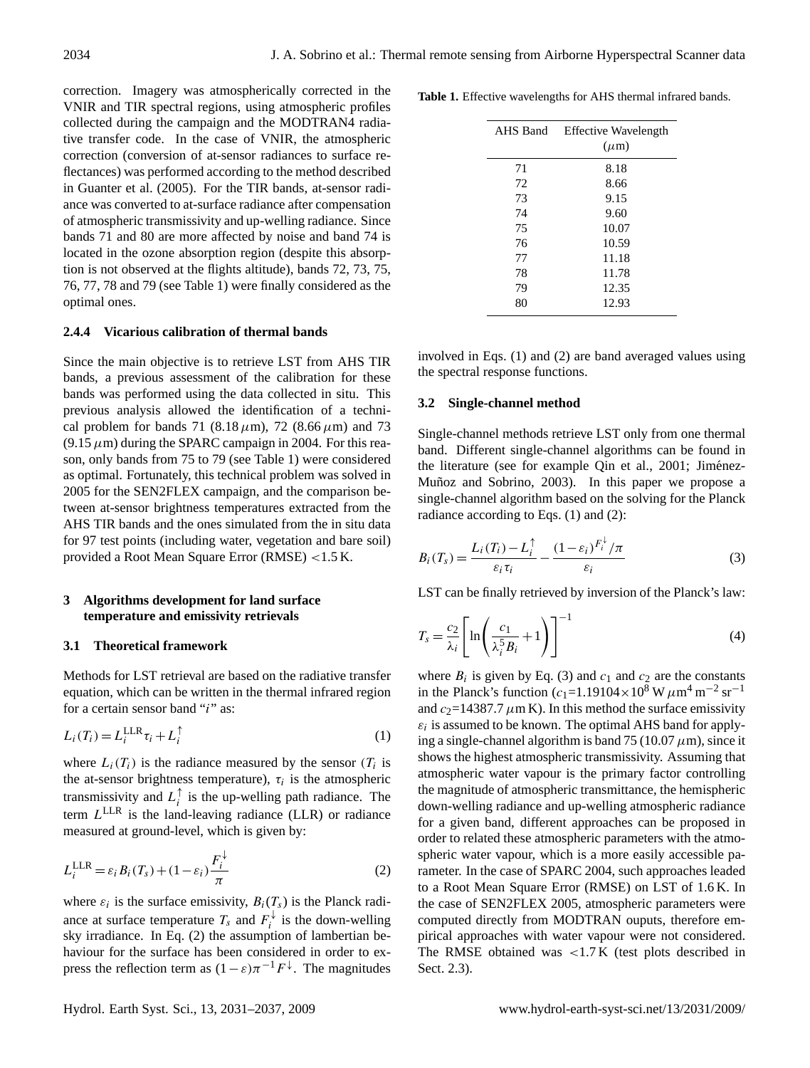correction. Imagery was atmospherically corrected in the VNIR and TIR spectral regions, using atmospheric profiles collected during the campaign and the MODTRAN4 radiative transfer code. In the case of VNIR, the atmospheric correction (conversion of at-sensor radiances to surface reflectances) was performed according to the method described in Guanter et al. (2005). For the TIR bands, at-sensor radiance was converted to at-surface radiance after compensation of atmospheric transmissivity and up-welling radiance. Since bands 71 and 80 are more affected by noise and band 74 is located in the ozone absorption region (despite this absorption is not observed at the flights altitude), bands 72, 73, 75, 76, 77, 78 and 79 (see Table 1) were finally considered as the optimal ones.

#### 2.4.4 Vicarious calibration of thermal bands

Since the main objective is to retrieve LST from AHS TIR bands, a previous assessment of the calibration for these bands was performed using the data collected in situ. This previous analysis allowed the identification of a technical problem for bands 71 (8.18 $\mu$m), 72 (8.66 $\mu$m) and 73 (9.15 $\mu$m) during the SPARC campaign in 2004. For this reason, only bands from 75 to 79 (see Table 1) were considered as optimal. Fortunately, this technical problem was solved in 2005 for the SEN2FLEX campaign, and the comparison between at-sensor brightness temperatures extracted from the AHS TIR bands and the ones simulated from the in situ data for 97 test points (including water, vegetation and bare soil) provided a Root Mean Square Error (RMSE) <1.5 K.

## 3 Algorithms development for land surface temperature and emissivity retrievals

### 3.1 Theoretical framework

Methods for LST retrieval are based on the radiative transfer equation, which can be written in the thermal infrared region for a certain sensor band "$i$" as:

$$L_i(T_i) = L_i^{\mathrm{LLR}}\tau_i + L_i^{\uparrow} \tag{1}$$

where $L_i(T_i)$ is the radiance measured by the sensor ($T_i$ is the at-sensor brightness temperature), $\tau_i$ is the atmospheric transmissivity and $L_i^{\uparrow}$ is the up-welling path radiance. The term $L^{\mathrm{LLR}}$ is the land-leaving radiance (LLR) or radiance measured at ground-level, which is given by:

$$L_i^{\mathrm{LLR}} = \varepsilon_i B_i(T_s) + (1-\varepsilon_i)\frac{F_i^{\downarrow}}{\pi} \tag{2}$$

where $\varepsilon_i$ is the surface emissivity, $B_i(T_s)$ is the Planck radiance at surface temperature $T_s$ and $F_i^{\downarrow}$ is the down-welling sky irradiance. In Eq. (2) the assumption of lambertian behaviour for the surface has been considered in order to express the reflection term as $(1-\varepsilon)\pi^{-1}F^{\downarrow}$. The magnitudes involved in Eqs. (1) and (2) are band averaged values using the spectral response functions.

**Table 1.** Effective wavelengths for AHS thermal infrared bands.

| AHS Band | Effective Wavelength ($\mu$m) |
|---|---|
| 71 | 8.18 |
| 72 | 8.66 |
| 73 | 9.15 |
| 74 | 9.60 |
| 75 | 10.07 |
| 76 | 10.59 |
| 77 | 11.18 |
| 78 | 11.78 |
| 79 | 12.35 |
| 80 | 12.93 |

### 3.2 Single-channel method

Single-channel methods retrieve LST only from one thermal band. Different single-channel algorithms can be found in the literature (see for example Qin et al., 2001; Jiménez-Muñoz and Sobrino, 2003). In this paper we propose a single-channel algorithm based on the solving for the Planck radiance according to Eqs. (1) and (2):

$$B_i(T_s) = \frac{L_i(T_i) - L_i^{\uparrow}}{\varepsilon_i \tau_i} - \frac{(1-\varepsilon_i)^{F_i^{\downarrow}}/\pi}{\varepsilon_i} \tag{3}$$

LST can be finally retrieved by inversion of the Planck's law:

$$T_s = \frac{c_2}{\lambda_i}\left[\ln\left(\frac{c_1}{\lambda_i^5 B_i}+1\right)\right]^{-1} \tag{4}$$

where $B_i$ is given by Eq. (3) and $c_1$ and $c_2$ are the constants in the Planck's function ($c_1$=1.19104×10$^8$ W $\mu$m$^4$ m$^{-2}$ sr$^{-1}$ and $c_2$=14387.7 $\mu$m K). In this method the surface emissivity $\varepsilon_i$ is assumed to be known. The optimal AHS band for applying a single-channel algorithm is band 75 (10.07 $\mu$m), since it shows the highest atmospheric transmissivity. Assuming that atmospheric water vapour is the primary factor controlling the magnitude of atmospheric transmittance, the hemispheric down-welling radiance and up-welling atmospheric radiance for a given band, different approaches can be proposed in order to related these atmospheric parameters with the atmospheric water vapour, which is a more easily accessible parameter. In the case of SPARC 2004, such approaches leaded to a Root Mean Square Error (RMSE) on LST of 1.6 K. In the case of SEN2FLEX 2005, atmospheric parameters were computed directly from MODTRAN ouputs, therefore empirical approaches with water vapour were not considered. The RMSE obtained was <1.7 K (test plots described in Sect. 2.3).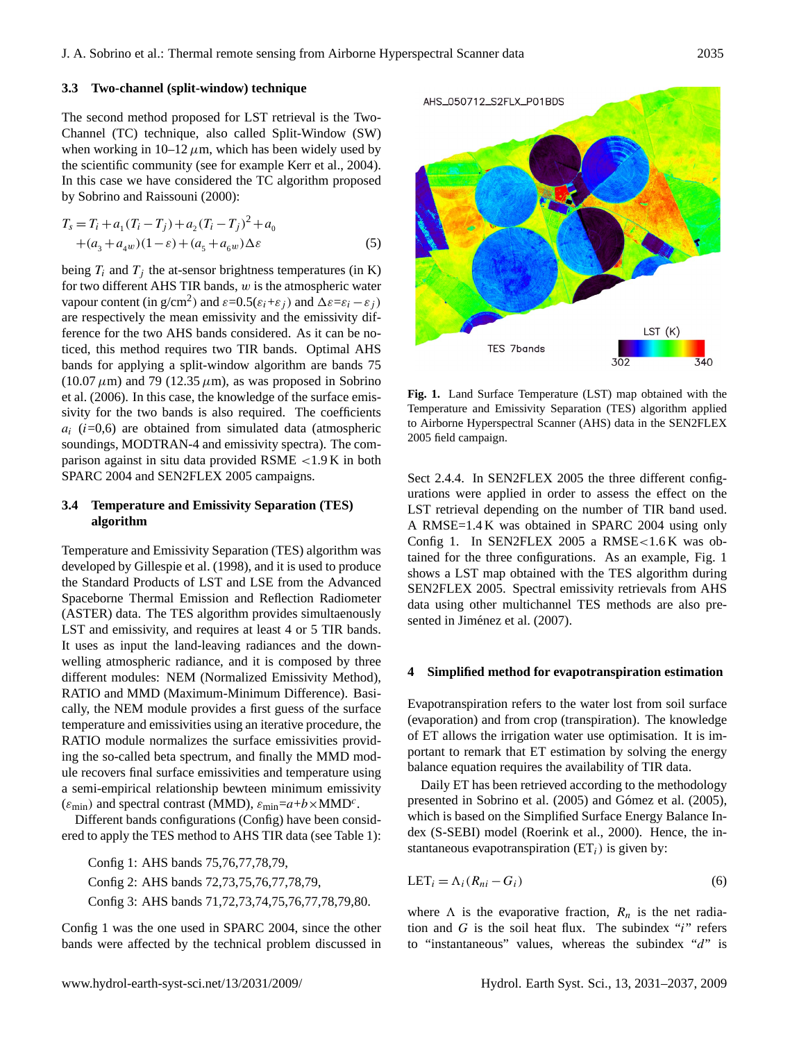### 3.3 Two-channel (split-window) technique

The second method proposed for LST retrieval is the Two-Channel (TC) technique, also called Split-Window (SW) when working in 10–12 $\mu$m, which has been widely used by the scientific community (see for example Kerr et al., 2004). In this case we have considered the TC algorithm proposed by Sobrino and Raissouni (2000):

$$T_s = T_i + a_1(T_i - T_j) + a_2(T_i - T_j)^2 + a_0 + (a_3 + a_4 w)(1-\varepsilon) + (a_5 + a_6 w)\Delta\varepsilon \quad (5)$$

being $T_i$ and $T_j$ the at-sensor brightness temperatures (in K) for two different AHS TIR bands, $w$ is the atmospheric water vapour content (in g/cm$^2$) and $\varepsilon$=0.5($\varepsilon_i$+$\varepsilon_j$) and $\Delta\varepsilon$=$\varepsilon_i - \varepsilon_j$) are respectively the mean emissivity and the emissivity difference for the two AHS bands considered. As it can be noticed, this method requires two TIR bands. Optimal AHS bands for applying a split-window algorithm are bands 75 (10.07 $\mu$m) and 79 (12.35 $\mu$m), as was proposed in Sobrino et al. (2006). In this case, the knowledge of the surface emissivity for the two bands is also required. The coefficients $a_i$ ($i$=0,6) are obtained from simulated data (atmospheric soundings, MODTRAN-4 and emissivity spectra). The comparison against in situ data provided RSME <1.9 K in both SPARC 2004 and SEN2FLEX 2005 campaigns.

### 3.4 Temperature and Emissivity Separation (TES) algorithm

Temperature and Emissivity Separation (TES) algorithm was developed by Gillespie et al. (1998), and it is used to produce the Standard Products of LST and LSE from the Advanced Spaceborne Thermal Emission and Reflection Radiometer (ASTER) data. The TES algorithm provides simultaenously LST and emissivity, and requires at least 4 or 5 TIR bands. It uses as input the land-leaving radiances and the downwelling atmospheric radiance, and it is composed by three different modules: NEM (Normalized Emissivity Method), RATIO and MMD (Maximum-Minimum Difference). Basically, the NEM module provides a first guess of the surface temperature and emissivities using an iterative procedure, the RATIO module normalizes the surface emissivities providing the so-called beta spectrum, and finally the MMD module recovers final surface emissivities and temperature using a semi-empirical relationship bewteen minimum emissivity ($\varepsilon_{\min}$) and spectral contrast (MMD), $\varepsilon_{\min}$=$a$+$b$×MMD$^c$.

Different bands configurations (Config) have been considered to apply the TES method to AHS TIR data (see Table 1):

Config 1: AHS bands 75,76,77,78,79,

Config 2: AHS bands 72,73,75,76,77,78,79,

Config 3: AHS bands 71,72,73,74,75,76,77,78,79,80.

Config 1 was the one used in SPARC 2004, since the other bands were affected by the technical problem discussed in Sect 2.4.4. In SEN2FLEX 2005 the three different configurations were applied in order to assess the effect on the LST retrieval depending on the number of TIR band used. A RMSE=1.4 K was obtained in SPARC 2004 using only Config 1. In SEN2FLEX 2005 a RMSE<1.6 K was obtained for the three configurations. As an example, Fig. 1 shows a LST map obtained with the TES algorithm during SEN2FLEX 2005. Spectral emissivity retrievals from AHS data using other multichannel TES methods are also presented in Jiménez et al. (2007).

**Fig. 1.** Land Surface Temperature (LST) map obtained with the Temperature and Emissivity Separation (TES) algorithm applied to Airborne Hyperspectral Scanner (AHS) data in the SEN2FLEX 2005 field campaign.

## 4 Simplified method for evapotranspiration estimation

Evapotranspiration refers to the water lost from soil surface (evaporation) and from crop (transpiration). The knowledge of ET allows the irrigation water use optimisation. It is important to remark that ET estimation by solving the energy balance equation requires the availability of TIR data.

Daily ET has been retrieved according to the methodology presented in Sobrino et al. (2005) and Gómez et al. (2005), which is based on the Simplified Surface Energy Balance Index (S-SEBI) model (Roerink et al., 2000). Hence, the instantaneous evapotranspiration (ET$_i$) is given by:

$$\text{LET}_i = \Lambda_i (R_{ni} - G_i) \quad (6)$$

where $\Lambda$ is the evaporative fraction, $R_n$ is the net radiation and $G$ is the soil heat flux. The subindex "$i$" refers to "instantaneous" values, whereas the subindex "$d$" is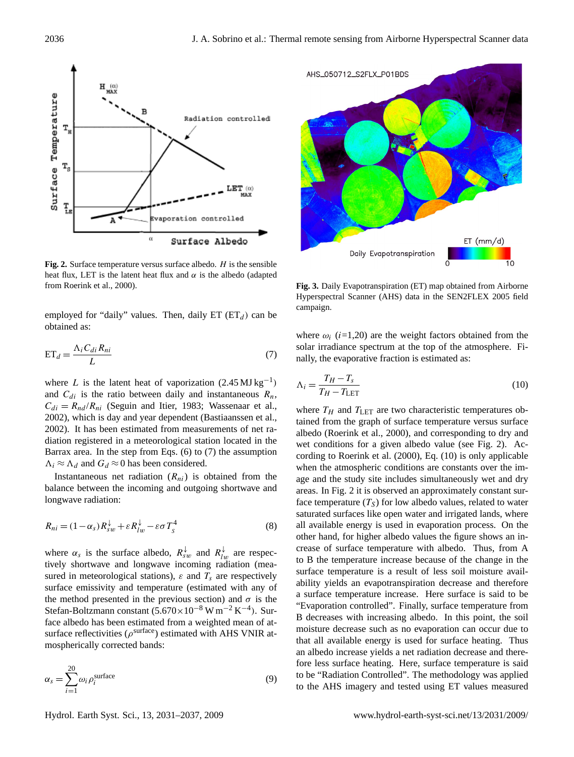**Fig. 2.** Surface temperature versus surface albedo. $H$ is the sensible heat flux, LET is the latent heat flux and $\alpha$ is the albedo (adapted from Roerink et al., 2000).

employed for "daily" values. Then, daily ET ($\mathrm{ET}_d$) can be obtained as:

$$\mathrm{ET}_d = \frac{\Lambda_i C_{di} R_{ni}}{L} \tag{7}$$

where $L$ is the latent heat of vaporization (2.45 MJ kg$^{-1}$) and $C_{di}$ is the ratio between daily and instantaneous $R_n$, $C_{di} = R_{nd}/R_{ni}$ (Seguin and Itier, 1983; Wassenaar et al., 2002), which is day and year dependent (Bastiaanssen et al., 2002). It has been estimated from measurements of net radiation registered in a meteorological station located in the Barrax area. In the step from Eqs. (6) to (7) the assumption $\Lambda_i \approx \Lambda_d$ and $G_d \approx 0$ has been considered.

Instantaneous net radiation ($R_{ni}$) is obtained from the balance between the incoming and outgoing shortwave and longwave radiation:

$$R_{ni} = (1-\alpha_s) R_{sw}^{\downarrow} + \varepsilon R_{lw}^{\downarrow} - \varepsilon \sigma T_s^4 \tag{8}$$

where $\alpha_s$ is the surface albedo, $R_{sw}^{\downarrow}$ and $R_{lw}^{\downarrow}$ are respectively shortwave and longwave incoming radiation (measured in meteorological stations), $\varepsilon$ and $T_s$ are respectively surface emissivity and temperature (estimated with any of the method presented in the previous section) and $\sigma$ is the Stefan-Boltzmann constant ($5.670\times10^{-8}$ W m$^{-2}$ K$^{-4}$). Surface albedo has been estimated from a weighted mean of at-surface reflectivities ($\rho^{\mathrm{surface}}$) estimated with AHS VNIR atmospherically corrected bands:

$$\alpha_s = \sum_{i=1}^{20} \omega_i \rho_i^{\mathrm{surface}} \tag{9}$$

**Fig. 3.** Daily Evapotranspiration (ET) map obtained from Airborne Hyperspectral Scanner (AHS) data in the SEN2FLEX 2005 field campaign.

where $\omega_i$ ($i$=1,20) are the weight factors obtained from the solar irradiance spectrum at the top of the atmosphere. Finally, the evaporative fraction is estimated as:

$$\Lambda_i = \frac{T_H - T_s}{T_H - T_{\mathrm{LET}}} \tag{10}$$

where $T_H$ and $T_{\mathrm{LET}}$ are two characteristic temperatures obtained from the graph of surface temperature versus surface albedo (Roerink et al., 2000), and corresponding to dry and wet conditions for a given albedo value (see Fig. 2). According to Roerink et al. (2000), Eq. (10) is only applicable when the atmospheric conditions are constants over the image and the study site includes simultaneously wet and dry areas. In Fig. 2 it is observed an approximately constant surface temperature ($T_S$) for low albedo values, related to water saturated surfaces like open water and irrigated lands, where all available energy is used in evaporation process. On the other hand, for higher albedo values the figure shows an increase of surface temperature with albedo. Thus, from A to B the temperature increase because of the change in the surface temperature is a result of less soil moisture availability yields an evapotranspiration decrease and therefore a surface temperature increase. Here surface is said to be "Evaporation controlled". Finally, surface temperature from B decreases with increasing albedo. In this point, the soil moisture decrease such as no evaporation can occur due to that all available energy is used for surface heating. Thus an albedo increase yields a net radiation decrease and therefore less surface heating. Here, surface temperature is said to be "Radiation Controlled". The methodology was applied to the AHS imagery and tested using ET values measured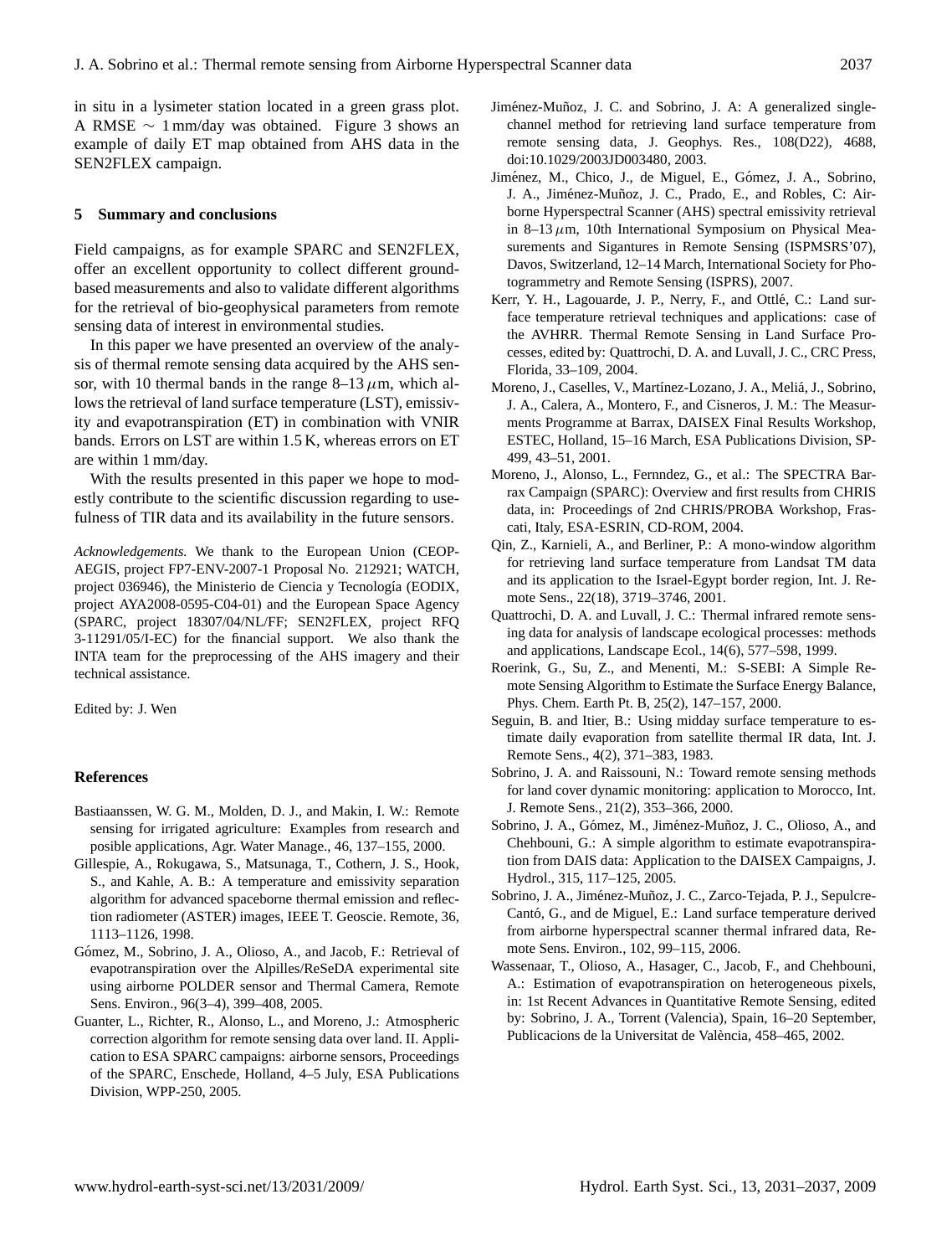in situ in a lysimeter station located in a green grass plot. A RMSE $\sim$ 1 mm/day was obtained. Figure 3 shows an example of daily ET map obtained from AHS data in the SEN2FLEX campaign.

## 5 Summary and conclusions

Field campaigns, as for example SPARC and SEN2FLEX, offer an excellent opportunity to collect different ground-based measurements and also to validate different algorithms for the retrieval of bio-geophysical parameters from remote sensing data of interest in environmental studies.

In this paper we have presented an overview of the analysis of thermal remote sensing data acquired by the AHS sensor, with 10 thermal bands in the range 8–13 $\mu$m, which allows the retrieval of land surface temperature (LST), emissivity and evapotranspiration (ET) in combination with VNIR bands. Errors on LST are within 1.5 K, whereas errors on ET are within 1 mm/day.

With the results presented in this paper we hope to modestly contribute to the scientific discussion regarding to usefulness of TIR data and its availability in the future sensors.

*Acknowledgements.* We thank to the European Union (CEOP-AEGIS, project FP7-ENV-2007-1 Proposal No. 212921; WATCH, project 036946), the Ministerio de Ciencia y Tecnología (EODIX, project AYA2008-0595-C04-01) and the European Space Agency (SPARC, project 18307/04/NL/FF; SEN2FLEX, project RFQ 3-11291/05/I-EC) for the financial support. We also thank the INTA team for the preprocessing of the AHS imagery and their technical assistance.

Edited by: J. Wen

## References

Bastiaanssen, W. G. M., Molden, D. J., and Makin, I. W.: Remote sensing for irrigated agriculture: Examples from research and posible applications, Agr. Water Manage., 46, 137–155, 2000.

Gillespie, A., Rokugawa, S., Matsunaga, T., Cothern, J. S., Hook, S., and Kahle, A. B.: A temperature and emissivity separation algorithm for advanced spaceborne thermal emission and reflection radiometer (ASTER) images, IEEE T. Geoscie. Remote, 36, 1113–1126, 1998.

Gómez, M., Sobrino, J. A., Olioso, A., and Jacob, F.: Retrieval of evapotranspiration over the Alpilles/ReSeDA experimental site using airborne POLDER sensor and Thermal Camera, Remote Sens. Environ., 96(3–4), 399–408, 2005.

Guanter, L., Richter, R., Alonso, L., and Moreno, J.: Atmospheric correction algorithm for remote sensing data over land. II. Application to ESA SPARC campaigns: airborne sensors, Proceedings of the SPARC, Enschede, Holland, 4–5 July, ESA Publications Division, WPP-250, 2005.

Jiménez-Muñoz, J. C. and Sobrino, J. A: A generalized single-channel method for retrieving land surface temperature from remote sensing data, J. Geophys. Res., 108(D22), 4688, doi:10.1029/2003JD003480, 2003.

Jiménez, M., Chico, J., de Miguel, E., Gómez, J. A., Sobrino, J. A., Jiménez-Muñoz, J. C., Prado, E., and Robles, C: Airborne Hyperspectral Scanner (AHS) spectral emissivity retrieval in 8–13 $\mu$m, 10th International Symposium on Physical Measurements and Sigantures in Remote Sensing (ISPMSRS'07), Davos, Switzerland, 12–14 March, International Society for Photogrammetry and Remote Sensing (ISPRS), 2007.

Kerr, Y. H., Lagouarde, J. P., Nerry, F., and Ottlé, C.: Land surface temperature retrieval techniques and applications: case of the AVHRR. Thermal Remote Sensing in Land Surface Processes, edited by: Quattrochi, D. A. and Luvall, J. C., CRC Press, Florida, 33–109, 2004.

Moreno, J., Caselles, V., Martínez-Lozano, J. A., Meliá, J., Sobrino, J. A., Calera, A., Montero, F., and Cisneros, J. M.: The Measurments Programme at Barrax, DAISEX Final Results Workshop, ESTEC, Holland, 15–16 March, ESA Publications Division, SP-499, 43–51, 2001.

Moreno, J., Alonso, L., Fernndez, G., et al.: The SPECTRA Barrax Campaign (SPARC): Overview and first results from CHRIS data, in: Proceedings of 2nd CHRIS/PROBA Workshop, Frascati, Italy, ESA-ESRIN, CD-ROM, 2004.

Qin, Z., Karnieli, A., and Berliner, P.: A mono-window algorithm for retrieving land surface temperature from Landsat TM data and its application to the Israel-Egypt border region, Int. J. Remote Sens., 22(18), 3719–3746, 2001.

Quattrochi, D. A. and Luvall, J. C.: Thermal infrared remote sensing data for analysis of landscape ecological processes: methods and applications, Landscape Ecol., 14(6), 577–598, 1999.

Roerink, G., Su, Z., and Menenti, M.: S-SEBI: A Simple Remote Sensing Algorithm to Estimate the Surface Energy Balance, Phys. Chem. Earth Pt. B, 25(2), 147–157, 2000.

Seguin, B. and Itier, B.: Using midday surface temperature to estimate daily evaporation from satellite thermal IR data, Int. J. Remote Sens., 4(2), 371–383, 1983.

Sobrino, J. A. and Raissouni, N.: Toward remote sensing methods for land cover dynamic monitoring: application to Morocco, Int. J. Remote Sens., 21(2), 353–366, 2000.

Sobrino, J. A., Gómez, M., Jiménez-Muñoz, J. C., Olioso, A., and Chehbouni, G.: A simple algorithm to estimate evapotranspiration from DAIS data: Application to the DAISEX Campaigns, J. Hydrol., 315, 117–125, 2005.

Sobrino, J. A., Jiménez-Muñoz, J. C., Zarco-Tejada, P. J., Sepulcre-Cantó, G., and de Miguel, E.: Land surface temperature derived from airborne hyperspectral scanner thermal infrared data, Remote Sens. Environ., 102, 99–115, 2006.

Wassenaar, T., Olioso, A., Hasager, C., Jacob, F., and Chehbouni, A.: Estimation of evapotranspiration on heterogeneous pixels, in: 1st Recent Advances in Quantitative Remote Sensing, edited by: Sobrino, J. A., Torrent (Valencia), Spain, 16–20 September, Publicacions de la Universitat de València, 458–465, 2002.